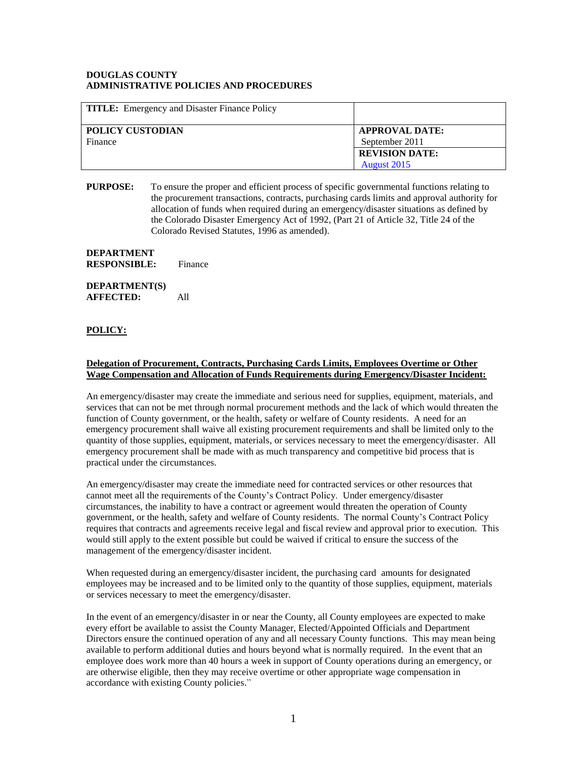**DOUGLAS COUNTY**
**ADMINISTRATIVE POLICIES AND PROCEDURES**

| **TITLE:** Emergency and Disaster Finance Policy | |
|---|---|
| **POLICY CUSTODIAN**<br>Finance | **APPROVAL DATE:**<br>September 2011 |
| | **REVISION DATE:**<br>August 2015 |

**PURPOSE:** To ensure the proper and efficient process of specific governmental functions relating to the procurement transactions, contracts, purchasing cards limits and approval authority for allocation of funds when required during an emergency/disaster situations as defined by the Colorado Disaster Emergency Act of 1992, (Part 21 of Article 32, Title 24 of the Colorado Revised Statutes, 1996 as amended).

**DEPARTMENT RESPONSIBLE:** Finance

**DEPARTMENT(S) AFFECTED:** All

## POLICY:

**Delegation of Procurement, Contracts, Purchasing Cards Limits, Employees Overtime or Other Wage Compensation and Allocation of Funds Requirements during Emergency/Disaster Incident:**

An emergency/disaster may create the immediate and serious need for supplies, equipment, materials, and services that can not be met through normal procurement methods and the lack of which would threaten the function of County government, or the health, safety or welfare of County residents. A need for an emergency procurement shall waive all existing procurement requirements and shall be limited only to the quantity of those supplies, equipment, materials, or services necessary to meet the emergency/disaster. All emergency procurement shall be made with as much transparency and competitive bid process that is practical under the circumstances.

An emergency/disaster may create the immediate need for contracted services or other resources that cannot meet all the requirements of the County's Contract Policy. Under emergency/disaster circumstances, the inability to have a contract or agreement would threaten the operation of County government, or the health, safety and welfare of County residents. The normal County's Contract Policy requires that contracts and agreements receive legal and fiscal review and approval prior to execution. This would still apply to the extent possible but could be waived if critical to ensure the success of the management of the emergency/disaster incident.

When requested during an emergency/disaster incident, the purchasing card amounts for designated employees may be increased and to be limited only to the quantity of those supplies, equipment, materials or services necessary to meet the emergency/disaster.

In the event of an emergency/disaster in or near the County, all County employees are expected to make every effort be available to assist the County Manager, Elected/Appointed Officials and Department Directors ensure the continued operation of any and all necessary County functions. This may mean being available to perform additional duties and hours beyond what is normally required. In the event that an employee does work more than 40 hours a week in support of County operations during an emergency, or are otherwise eligible, then they may receive overtime or other appropriate wage compensation in accordance with existing County policies."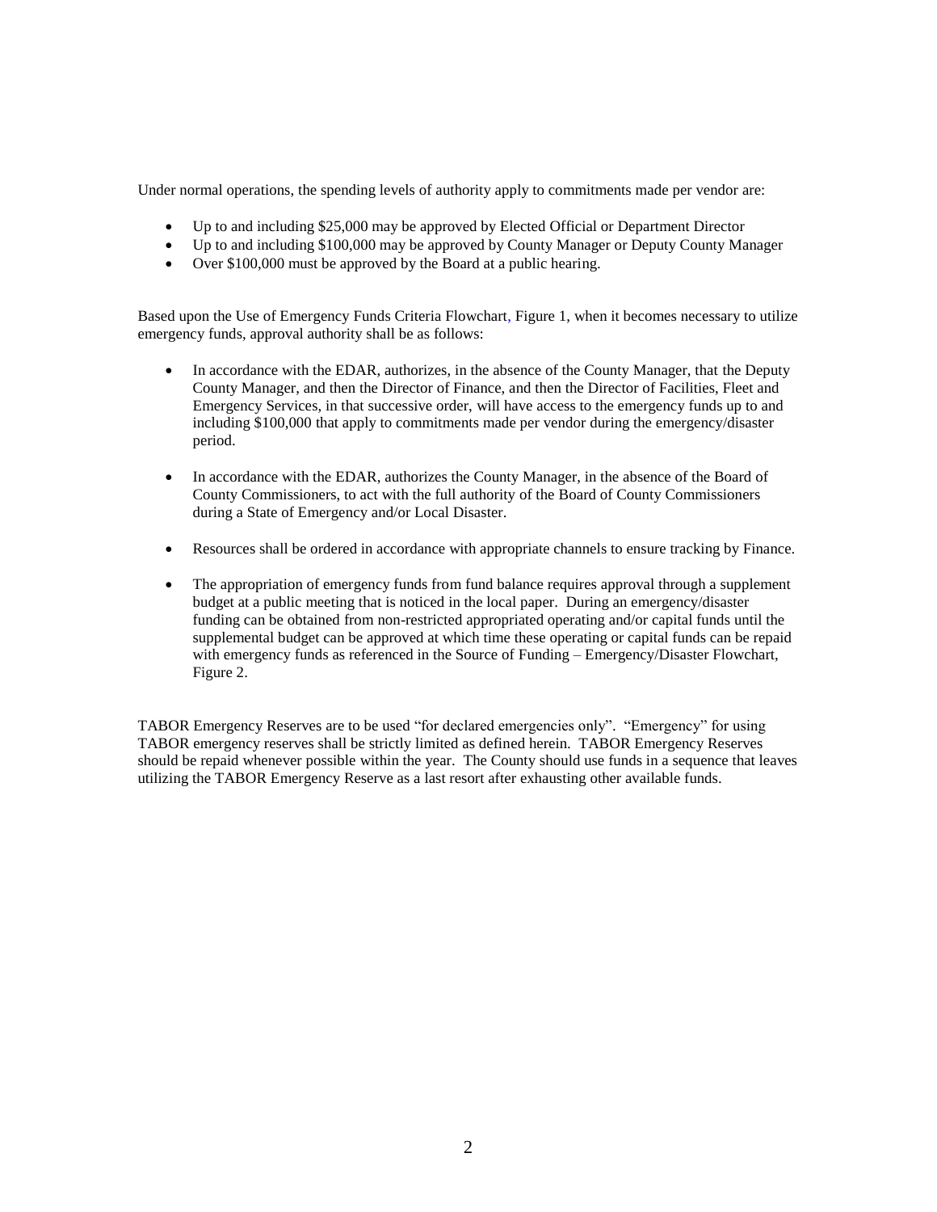Under normal operations, the spending levels of authority apply to commitments made per vendor are:

- Up to and including $25,000 may be approved by Elected Official or Department Director
- Up to and including $100,000 may be approved by County Manager or Deputy County Manager
- Over $100,000 must be approved by the Board at a public hearing.

Based upon the Use of Emergency Funds Criteria Flowchart, Figure 1, when it becomes necessary to utilize emergency funds, approval authority shall be as follows:

- In accordance with the EDAR, authorizes, in the absence of the County Manager, that the Deputy County Manager, and then the Director of Finance, and then the Director of Facilities, Fleet and Emergency Services, in that successive order, will have access to the emergency funds up to and including $100,000 that apply to commitments made per vendor during the emergency/disaster period.

- In accordance with the EDAR, authorizes the County Manager, in the absence of the Board of County Commissioners, to act with the full authority of the Board of County Commissioners during a State of Emergency and/or Local Disaster.

- Resources shall be ordered in accordance with appropriate channels to ensure tracking by Finance.

- The appropriation of emergency funds from fund balance requires approval through a supplement budget at a public meeting that is noticed in the local paper. During an emergency/disaster funding can be obtained from non-restricted appropriated operating and/or capital funds until the supplemental budget can be approved at which time these operating or capital funds can be repaid with emergency funds as referenced in the Source of Funding – Emergency/Disaster Flowchart, Figure 2.

TABOR Emergency Reserves are to be used "for declared emergencies only". "Emergency" for using TABOR emergency reserves shall be strictly limited as defined herein. TABOR Emergency Reserves should be repaid whenever possible within the year. The County should use funds in a sequence that leaves utilizing the TABOR Emergency Reserve as a last resort after exhausting other available funds.